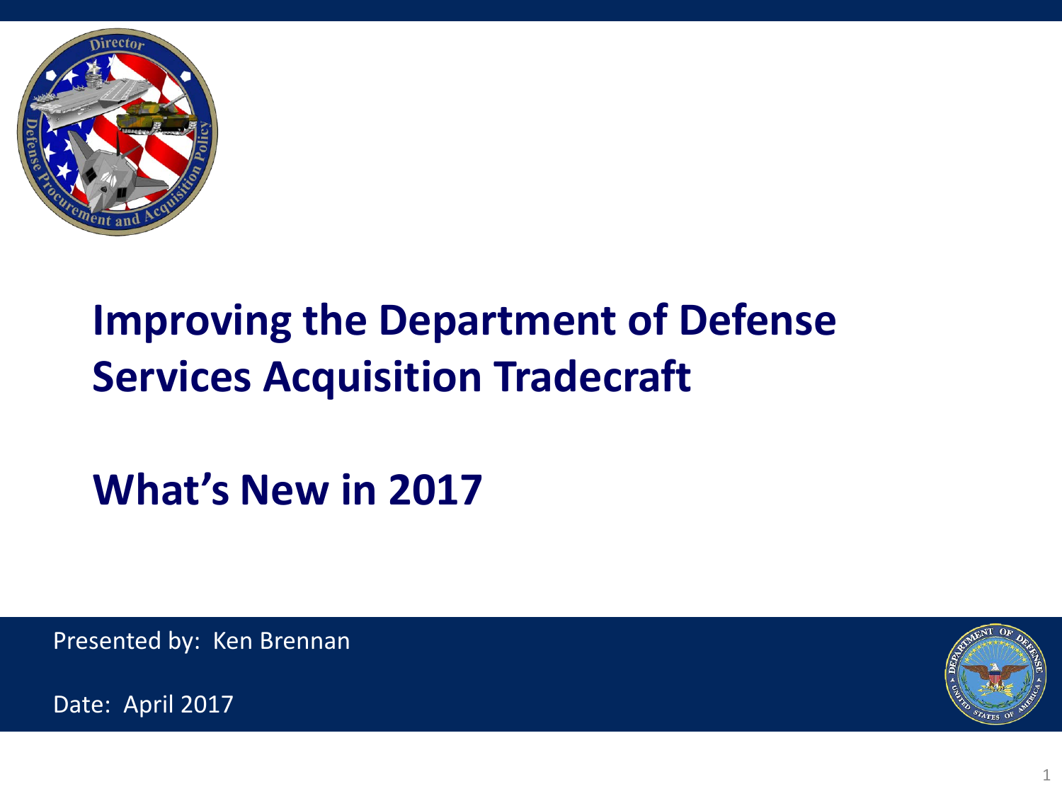# Improving the Department of Defense Services Acquisition Tradecraft

## What's New in 2017

Presented by: Ken Brennan

Date: April 2017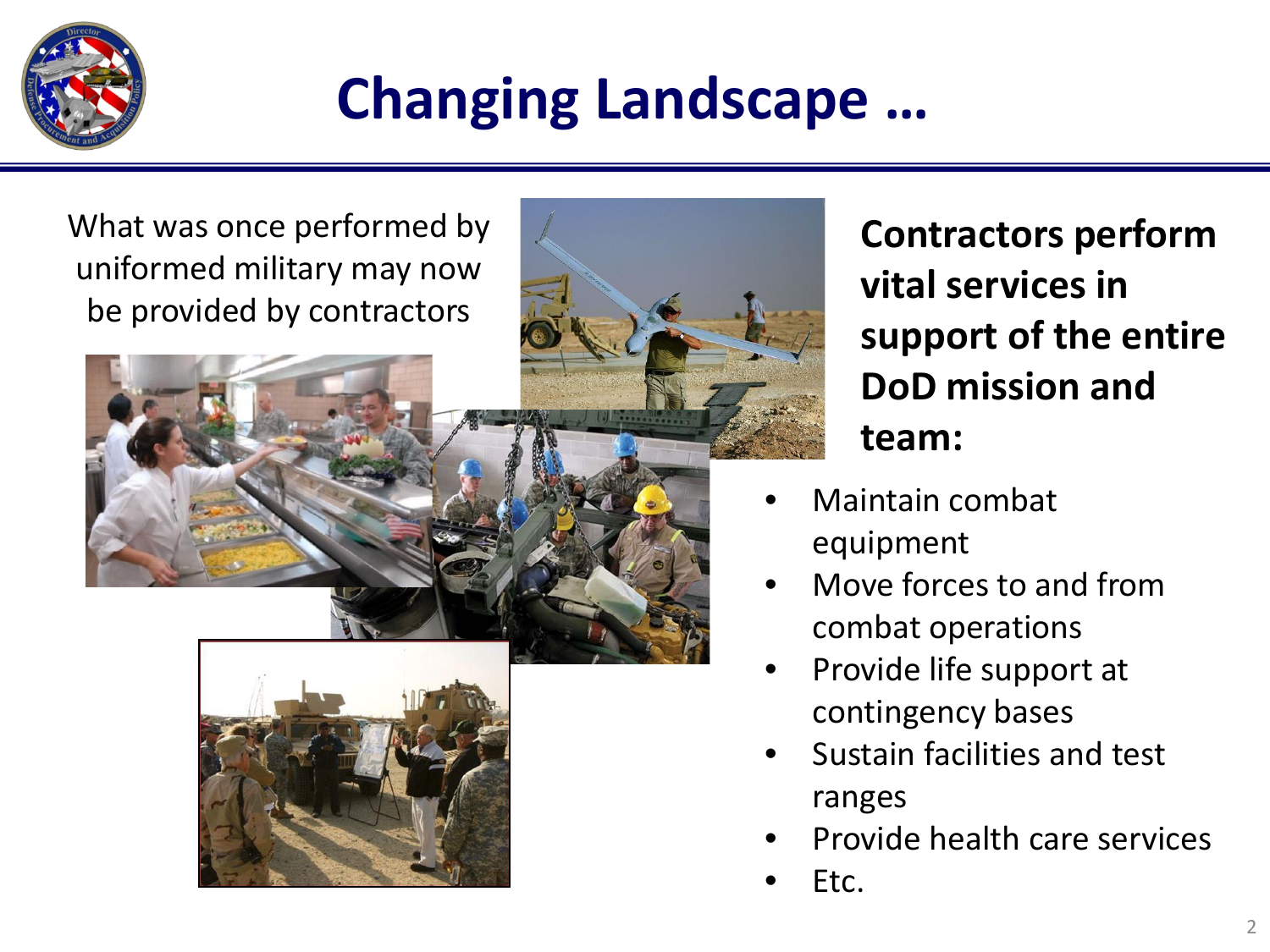# Changing Landscape …

What was once performed by uniformed military may now be provided by contractors

**Contractors perform vital services in support of the entire DoD mission and team:**

- Maintain combat equipment
- Move forces to and from combat operations
- Provide life support at contingency bases
- Sustain facilities and test ranges
- Provide health care services
- Etc.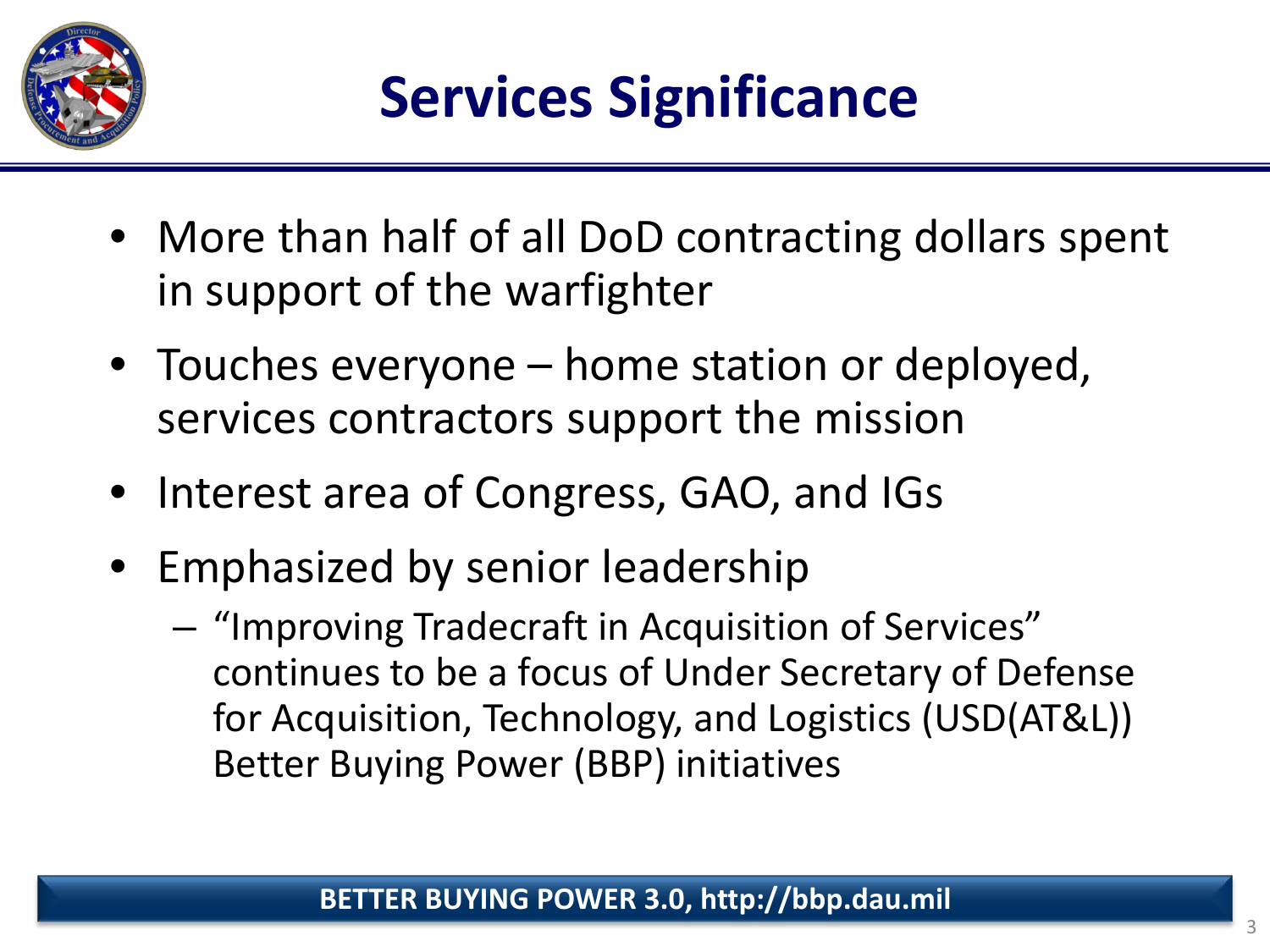# Services Significance

- More than half of all DoD contracting dollars spent in support of the warfighter
- Touches everyone – home station or deployed, services contractors support the mission
- Interest area of Congress, GAO, and IGs
- Emphasized by senior leadership
  - "Improving Tradecraft in Acquisition of Services" continues to be a focus of Under Secretary of Defense for Acquisition, Technology, and Logistics (USD(AT&L)) Better Buying Power (BBP) initiatives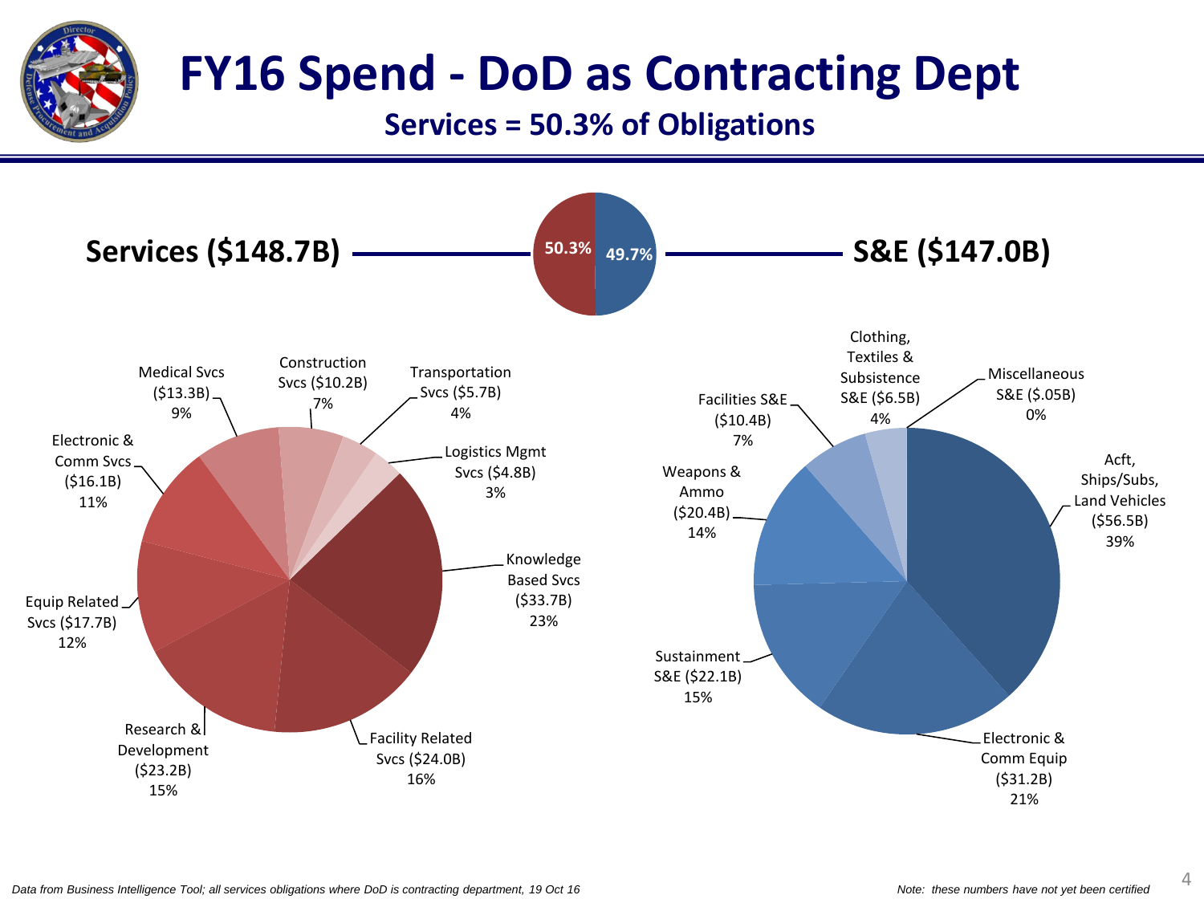# FY16 Spend - DoD as Contracting Dept

## Services = 50.3% of Obligations

**Services ($148.7B)** — 50.3% | 49.7% — **S&E ($147.0B)**

**Services ($148.7B)**

| Category | Amount | Share |
|---|---|---|
| Knowledge Based Svcs | ($33.7B) | 23% |
| Facility Related Svcs | ($24.0B) | 16% |
| Research & Development | ($23.2B) | 15% |
| Equip Related Svcs | ($17.7B) | 12% |
| Electronic & Comm Svcs | ($16.1B) | 11% |
| Medical Svcs | ($13.3B) | 9% |
| Construction Svcs | ($10.2B) | 7% |
| Transportation Svcs | ($5.7B) | 4% |
| Logistics Mgmt Svcs | ($4.8B) | 3% |

**S&E ($147.0B)**

| Category | Amount | Share |
|---|---|---|
| Acft, Ships/Subs, Land Vehicles | ($56.5B) | 39% |
| Electronic & Comm Equip | ($31.2B) | 21% |
| Sustainment S&E | ($22.1B) | 15% |
| Weapons & Ammo | ($20.4B) | 14% |
| Facilities S&E | ($10.4B) | 7% |
| Clothing, Textiles & Subsistence S&E | ($6.5B) | 4% |
| Miscellaneous S&E | ($.05B) | 0% |

*Data from Business Intelligence Tool; all services obligations where DoD is contracting department, 19 Oct 16*

*Note: these numbers have not yet been certified*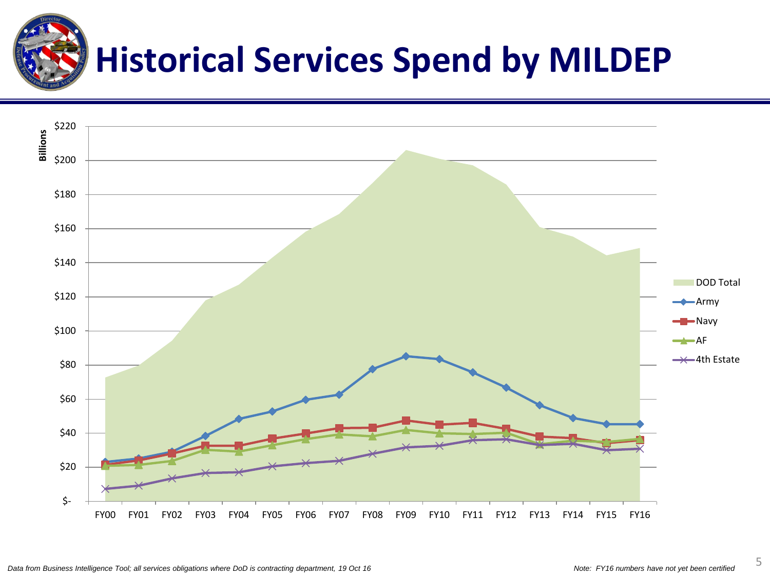# Historical Services Spend by MILDEP

Billions

$220
$200
$180
$160
$140
$120
$100
$80
$60
$40
$20
$-

FY00 FY01 FY02 FY03 FY04 FY05 FY06 FY07 FY08 FY09 FY10 FY11 FY12 FY13 FY14 FY15 FY16

DOD Total
Army
Navy
AF
4th Estate

*Data from Business Intelligence Tool; all services obligations where DoD is contracting department, 19 Oct 16*

*Note: FY16 numbers have not yet been certified*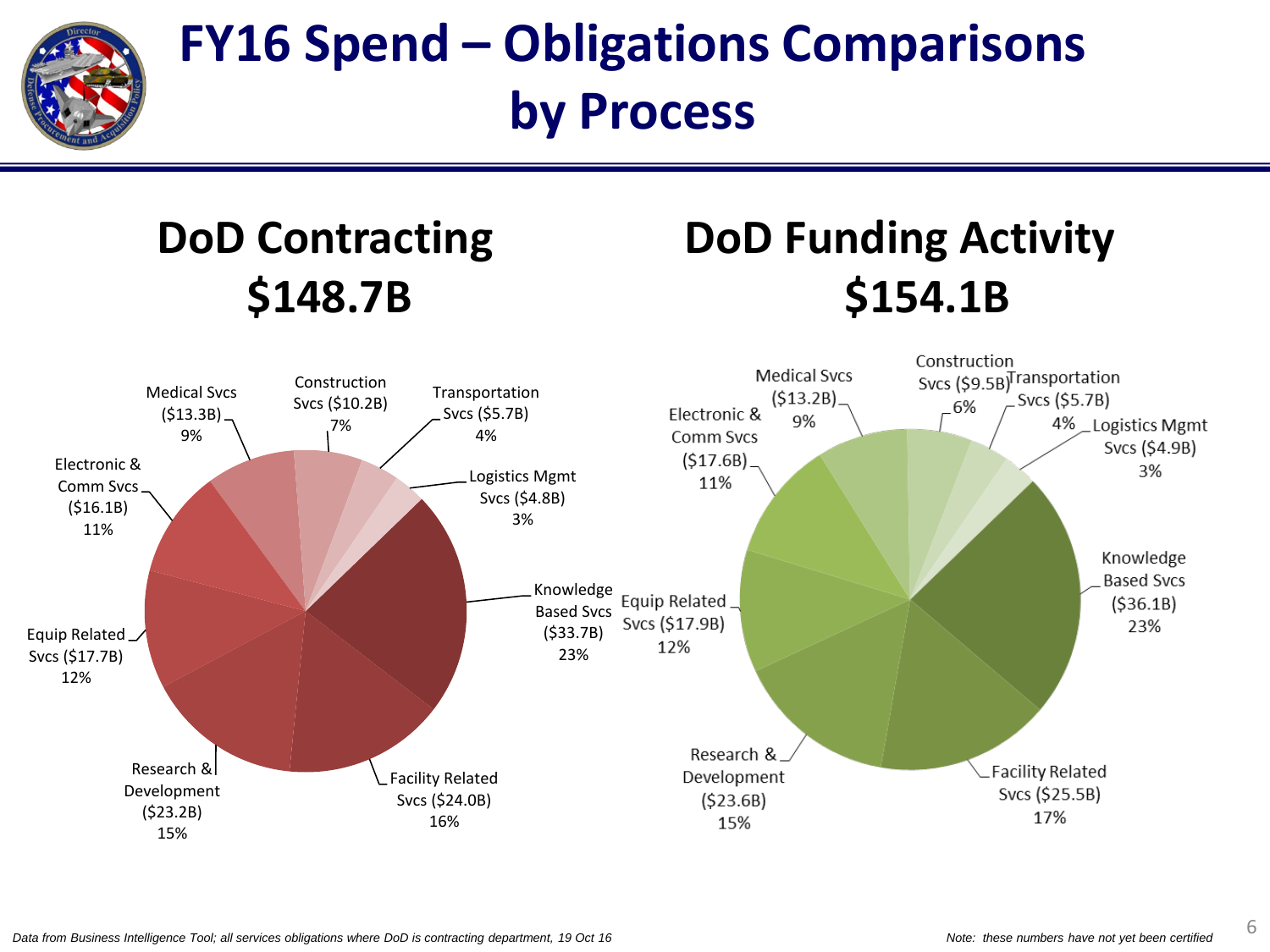# FY16 Spend – Obligations Comparisons by Process

## DoD Contracting $148.7B

| Category | Amount | Percent |
|---|---|---|
| Knowledge Based Svcs | $33.7B | 23% |
| Facility Related Svcs | $24.0B | 16% |
| Research & Development | $23.2B | 15% |
| Equip Related Svcs | $17.7B | 12% |
| Electronic & Comm Svcs | $16.1B | 11% |
| Medical Svcs | $13.3B | 9% |
| Construction Svcs | $10.2B | 7% |
| Transportation Svcs | $5.7B | 4% |
| Logistics Mgmt Svcs | $4.8B | 3% |

## DoD Funding Activity $154.1B

| Category | Amount | Percent |
|---|---|---|
| Knowledge Based Svcs | $36.1B | 23% |
| Facility Related Svcs | $25.5B | 17% |
| Research & Development | $23.6B | 15% |
| Equip Related Svcs | $17.9B | 12% |
| Electronic & Comm Svcs | $17.6B | 11% |
| Medical Svcs | $13.2B | 9% |
| Construction Svcs | $9.5B | 6% |
| Transportation Svcs | $5.7B | 4% |
| Logistics Mgmt Svcs | $4.9B | 3% |

*Data from Business Intelligence Tool; all services obligations where DoD is contracting department, 19 Oct 16*

*Note: these numbers have not yet been certified*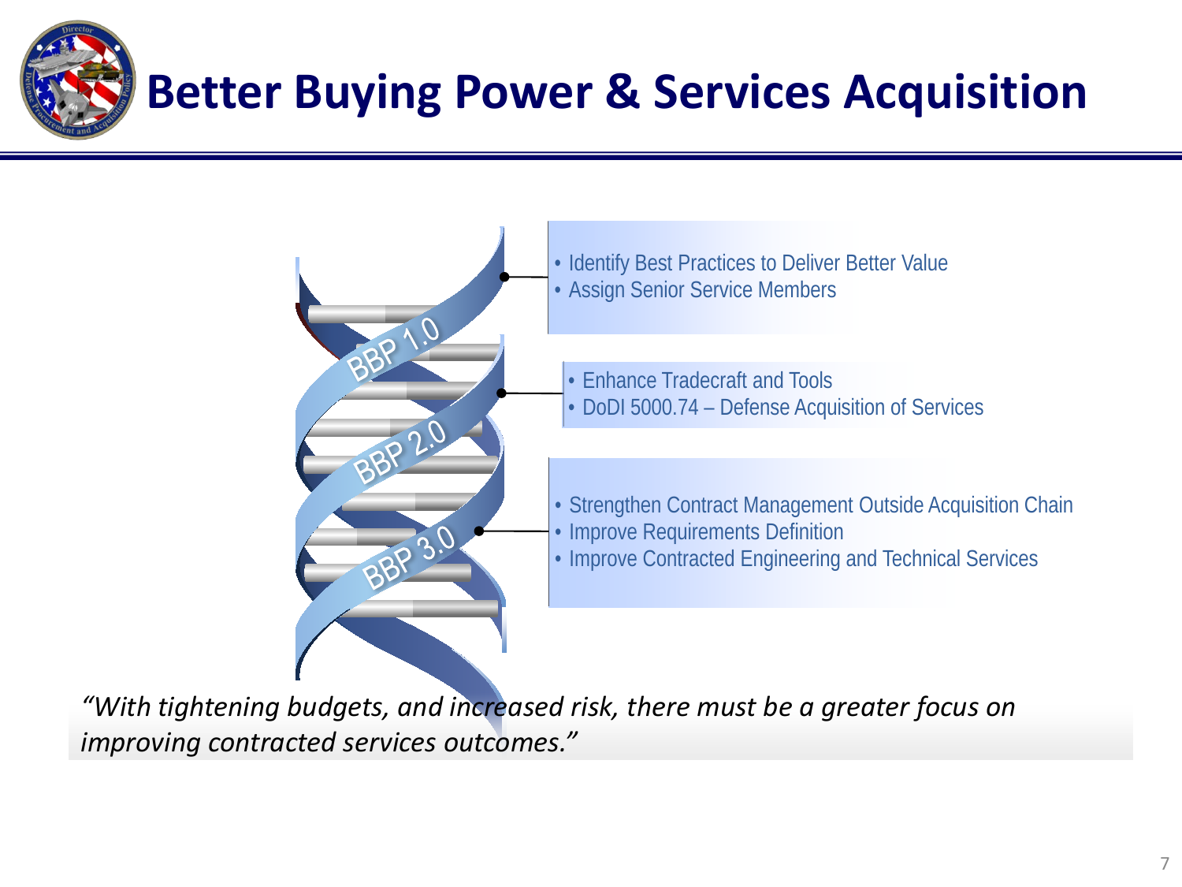# Better Buying Power & Services Acquisition

**BBP 1.0**
- Identify Best Practices to Deliver Better Value
- Assign Senior Service Members

**BBP 2.0**
- Enhance Tradecraft and Tools
- DoDI 5000.74 – Defense Acquisition of Services

**BBP 3.0**
- Strengthen Contract Management Outside Acquisition Chain
- Improve Requirements Definition
- Improve Contracted Engineering and Technical Services

*"With tightening budgets, and increased risk, there must be a greater focus on improving contracted services outcomes."*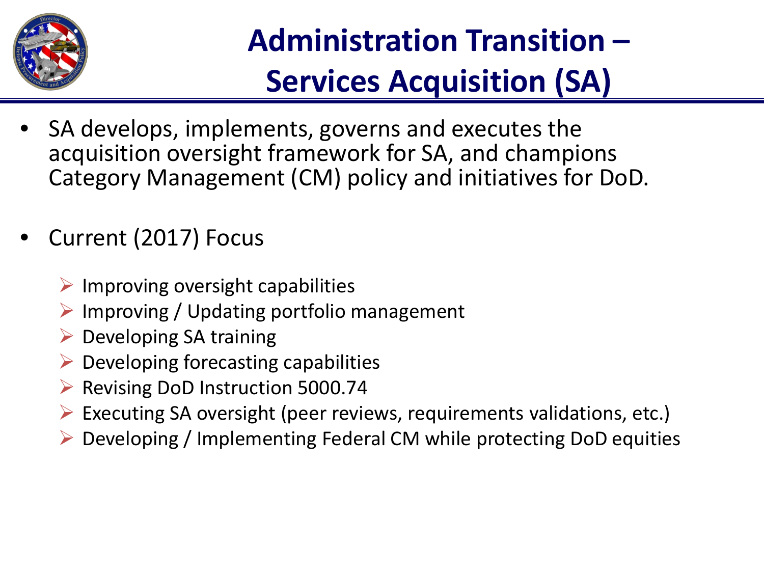# Administration Transition – Services Acquisition (SA)

- SA develops, implements, governs and executes the acquisition oversight framework for SA, and champions Category Management (CM) policy and initiatives for DoD.

- Current (2017) Focus
  - Improving oversight capabilities
  - Improving / Updating portfolio management
  - Developing SA training
  - Developing forecasting capabilities
  - Revising DoD Instruction 5000.74
  - Executing SA oversight (peer reviews, requirements validations, etc.)
  - Developing / Implementing Federal CM while protecting DoD equities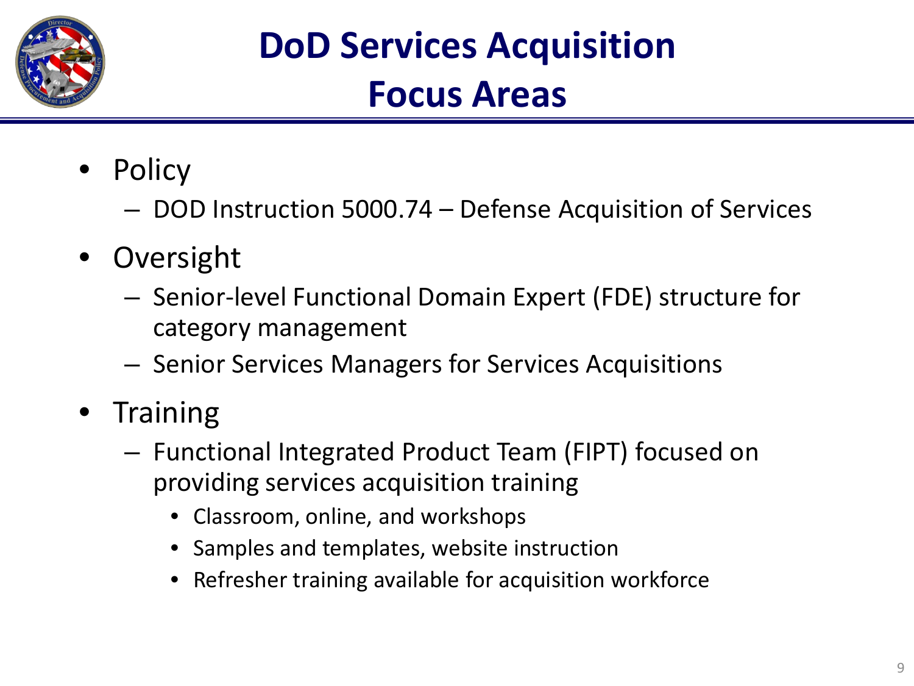# DoD Services Acquisition Focus Areas

- Policy
  - DOD Instruction 5000.74 – Defense Acquisition of Services
- Oversight
  - Senior-level Functional Domain Expert (FDE) structure for category management
  - Senior Services Managers for Services Acquisitions
- Training
  - Functional Integrated Product Team (FIPT) focused on providing services acquisition training
    - Classroom, online, and workshops
    - Samples and templates, website instruction
    - Refresher training available for acquisition workforce